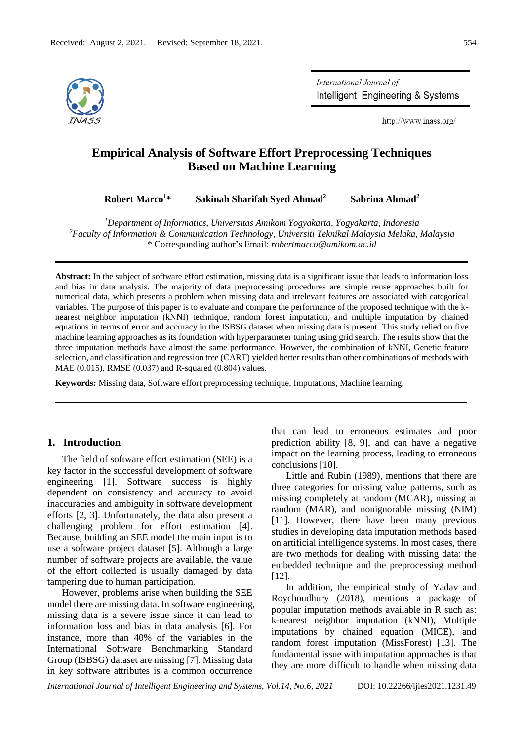Received: August 2, 2021. Revised: September 18, 2021.

# Empirical Analysis of Software Effort Preprocessing Techniques Based on Machine Learning

**Robert Marco[1]\*** **Sakinah Sharifah Syed Ahmad[2]** **Sabrina Ahmad[2]**

[1]*Department of Informatics, Universitas Amikom Yogyakarta, Yogyakarta, Indonesia*
[2]*Faculty of Information & Communication Technology, Universiti Teknikal Malaysia Melaka, Malaysia*
\* Corresponding author's Email: *robertmarco@amikom.ac.id*

**Abstract:** In the subject of software effort estimation, missing data is a significant issue that leads to information loss and bias in data analysis. The majority of data preprocessing procedures are simple reuse approaches built for numerical data, which presents a problem when missing data and irrelevant features are associated with categorical variables. The purpose of this paper is to evaluate and compare the performance of the proposed technique with the k-nearest neighbor imputation (kNNI) technique, random forest imputation, and multiple imputation by chained equations in terms of error and accuracy in the ISBSG dataset when missing data is present. This study relied on five machine learning approaches as its foundation with hyperparameter tuning using grid search. The results show that the three imputation methods have almost the same performance. However, the combination of kNNI, Genetic feature selection, and classification and regression tree (CART) yielded better results than other combinations of methods with MAE (0.015), RMSE (0.037) and R-squared (0.804) values.

**Keywords:** Missing data, Software effort preprocessing technique, Imputations, Machine learning.

## 1. Introduction

The field of software effort estimation (SEE) is a key factor in the successful development of software engineering [1]. Software success is highly dependent on consistency and accuracy to avoid inaccuracies and ambiguity in software development efforts [2, 3]. Unfortunately, the data also present a challenging problem for effort estimation [4]. Because, building an SEE model the main input is to use a software project dataset [5]. Although a large number of software projects are available, the value of the effort collected is usually damaged by data tampering due to human participation.

However, problems arise when building the SEE model there are missing data. In software engineering, missing data is a severe issue since it can lead to information loss and bias in data analysis [6]. For instance, more than 40% of the variables in the International Software Benchmarking Standard Group (ISBSG) dataset are missing [7]. Missing data in key software attributes is a common occurrence that can lead to erroneous estimates and poor prediction ability [8, 9], and can have a negative impact on the learning process, leading to erroneous conclusions [10].

Little and Rubin (1989), mentions that there are three categories for missing value patterns, such as missing completely at random (MCAR), missing at random (MAR), and nonignorable missing (NIM) [11]. However, there have been many previous studies in developing data imputation methods based on artificial intelligence systems. In most cases, there are two methods for dealing with missing data: the embedded technique and the preprocessing method [12].

In addition, the empirical study of Yadav and Roychoudhury (2018), mentions a package of popular imputation methods available in R such as: k-nearest neighbor imputation (kNNI), Multiple imputations by chained equation (MICE), and random forest imputation (MissForest) [13]. The fundamental issue with imputation approaches is that they are more difficult to handle when missing data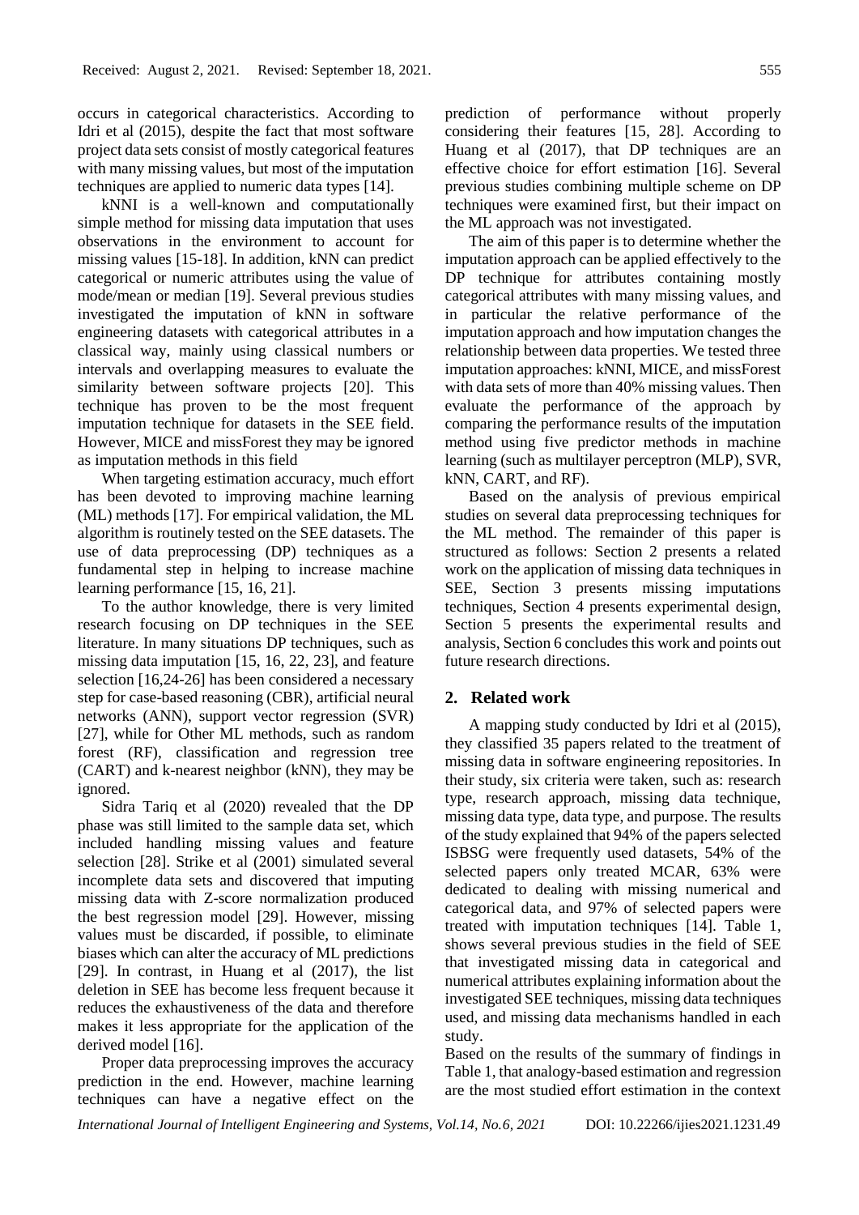occurs in categorical characteristics. According to Idri et al (2015), despite the fact that most software project data sets consist of mostly categorical features with many missing values, but most of the imputation techniques are applied to numeric data types [14].

kNNI is a well-known and computationally simple method for missing data imputation that uses observations in the environment to account for missing values [15-18]. In addition, kNN can predict categorical or numeric attributes using the value of mode/mean or median [19]. Several previous studies investigated the imputation of kNN in software engineering datasets with categorical attributes in a classical way, mainly using classical numbers or intervals and overlapping measures to evaluate the similarity between software projects [20]. This technique has proven to be the most frequent imputation technique for datasets in the SEE field. However, MICE and missForest they may be ignored as imputation methods in this field

When targeting estimation accuracy, much effort has been devoted to improving machine learning (ML) methods [17]. For empirical validation, the ML algorithm is routinely tested on the SEE datasets. The use of data preprocessing (DP) techniques as a fundamental step in helping to increase machine learning performance [15, 16, 21].

To the author knowledge, there is very limited research focusing on DP techniques in the SEE literature. In many situations DP techniques, such as missing data imputation [15, 16, 22, 23], and feature selection [16,24-26] has been considered a necessary step for case-based reasoning (CBR), artificial neural networks (ANN), support vector regression (SVR) [27], while for Other ML methods, such as random forest (RF), classification and regression tree (CART) and k-nearest neighbor (kNN), they may be ignored.

Sidra Tariq et al (2020) revealed that the DP phase was still limited to the sample data set, which included handling missing values and feature selection [28]. Strike et al (2001) simulated several incomplete data sets and discovered that imputing missing data with Z-score normalization produced the best regression model [29]. However, missing values must be discarded, if possible, to eliminate biases which can alter the accuracy of ML predictions [29]. In contrast, in Huang et al (2017), the list deletion in SEE has become less frequent because it reduces the exhaustiveness of the data and therefore makes it less appropriate for the application of the derived model [16].

Proper data preprocessing improves the accuracy prediction in the end. However, machine learning techniques can have a negative effect on the prediction of performance without properly considering their features [15, 28]. According to Huang et al (2017), that DP techniques are an effective choice for effort estimation [16]. Several previous studies combining multiple scheme on DP techniques were examined first, but their impact on the ML approach was not investigated.

The aim of this paper is to determine whether the imputation approach can be applied effectively to the DP technique for attributes containing mostly categorical attributes with many missing values, and in particular the relative performance of the imputation approach and how imputation changes the relationship between data properties. We tested three imputation approaches: kNNI, MICE, and missForest with data sets of more than 40% missing values. Then evaluate the performance of the approach by comparing the performance results of the imputation method using five predictor methods in machine learning (such as multilayer perceptron (MLP), SVR, kNN, CART, and RF).

Based on the analysis of previous empirical studies on several data preprocessing techniques for the ML method. The remainder of this paper is structured as follows: Section 2 presents a related work on the application of missing data techniques in SEE, Section 3 presents missing imputations techniques, Section 4 presents experimental design, Section 5 presents the experimental results and analysis, Section 6 concludes this work and points out future research directions.

## 2. Related work

A mapping study conducted by Idri et al (2015), they classified 35 papers related to the treatment of missing data in software engineering repositories. In their study, six criteria were taken, such as: research type, research approach, missing data technique, missing data type, data type, and purpose. The results of the study explained that 94% of the papers selected ISBSG were frequently used datasets, 54% of the selected papers only treated MCAR, 63% were dedicated to dealing with missing numerical and categorical data, and 97% of selected papers were treated with imputation techniques [14]. Table 1, shows several previous studies in the field of SEE that investigated missing data in categorical and numerical attributes explaining information about the investigated SEE techniques, missing data techniques used, and missing data mechanisms handled in each study.

Based on the results of the summary of findings in Table 1, that analogy-based estimation and regression are the most studied effort estimation in the context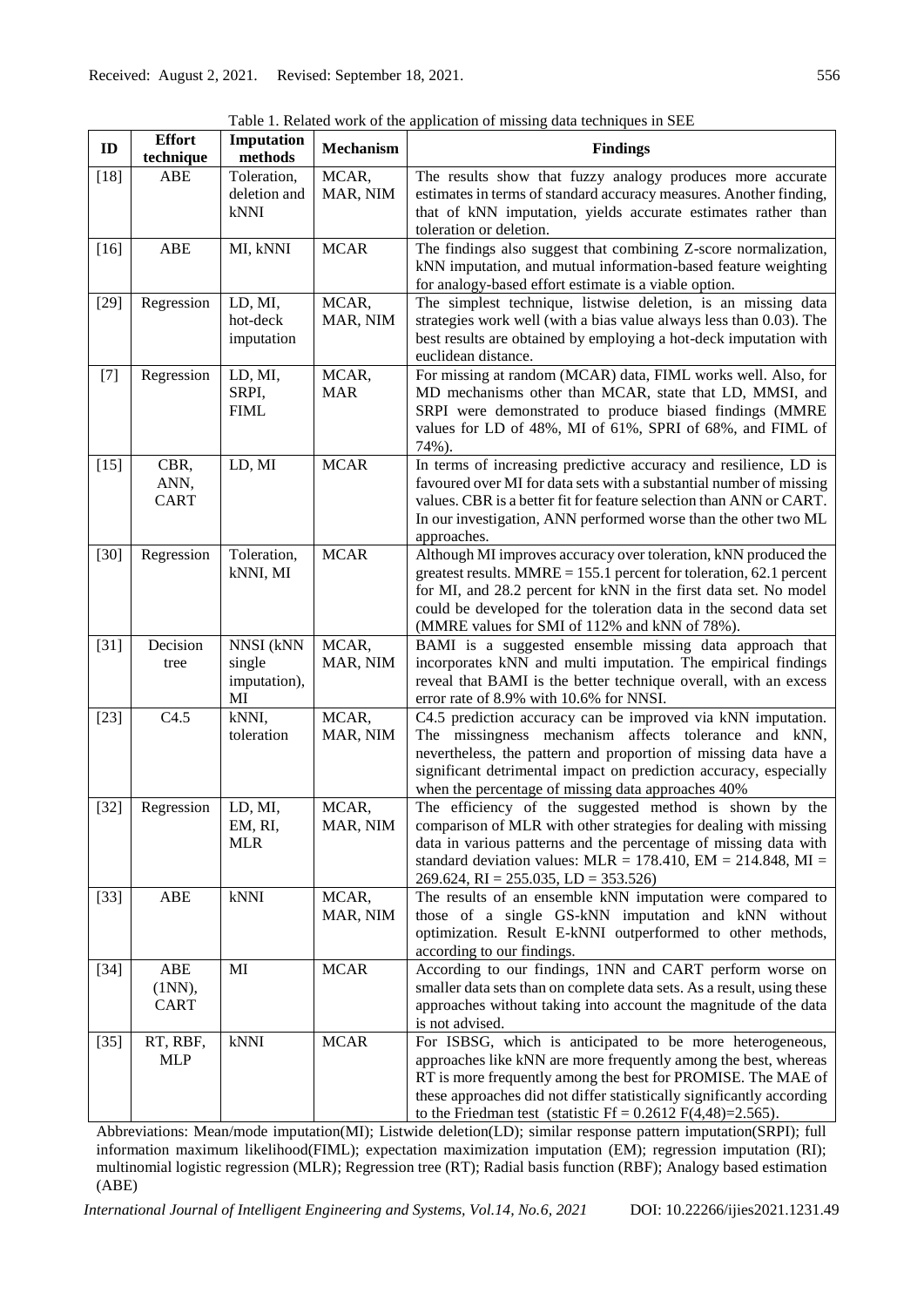Received: August 2, 2021. Revised: September 18, 2021.

Table 1. Related work of the application of missing data techniques in SEE

| ID | Effort technique | Imputation methods | Mechanism | Findings |
|---|---|---|---|---|
| [18] | ABE | Toleration, deletion and kNNI | MCAR, MAR, NIM | The results show that fuzzy analogy produces more accurate estimates in terms of standard accuracy measures. Another finding, that of kNN imputation, yields accurate estimates rather than toleration or deletion. |
| [16] | ABE | MI, kNNI | MCAR | The findings also suggest that combining Z-score normalization, kNN imputation, and mutual information-based feature weighting for analogy-based effort estimate is a viable option. |
| [29] | Regression | LD, MI, hot-deck imputation | MCAR, MAR, NIM | The simplest technique, listwise deletion, is an missing data strategies work well (with a bias value always less than 0.03). The best results are obtained by employing a hot-deck imputation with euclidean distance. |
| [7] | Regression | LD, MI, SRPI, FIML | MCAR, MAR | For missing at random (MCAR) data, FIML works well. Also, for MD mechanisms other than MCAR, state that LD, MMSI, and SRPI were demonstrated to produce biased findings (MMRE values for LD of 48%, MI of 61%, SPRI of 68%, and FIML of 74%). |
| [15] | CBR, ANN, CART | LD, MI | MCAR | In terms of increasing predictive accuracy and resilience, LD is favoured over MI for data sets with a substantial number of missing values. CBR is a better fit for feature selection than ANN or CART. In our investigation, ANN performed worse than the other two ML approaches. |
| [30] | Regression | Toleration, kNNI, MI | MCAR | Although MI improves accuracy over toleration, kNN produced the greatest results. MMRE = 155.1 percent for toleration, 62.1 percent for MI, and 28.2 percent for kNN in the first data set. No model could be developed for the toleration data in the second data set (MMRE values for SMI of 112% and kNN of 78%). |
| [31] | Decision tree | NNSI (kNN single imputation), MI | MCAR, MAR, NIM | BAMI is a suggested ensemble missing data approach that incorporates kNN and multi imputation. The empirical findings reveal that BAMI is the better technique overall, with an excess error rate of 8.9% with 10.6% for NNSI. |
| [23] | C4.5 | kNNI, toleration | MCAR, MAR, NIM | C4.5 prediction accuracy can be improved via kNN imputation. The missingness mechanism affects tolerance and kNN, nevertheless, the pattern and proportion of missing data have a significant detrimental impact on prediction accuracy, especially when the percentage of missing data approaches 40% |
| [32] | Regression | LD, MI, EM, RI, MLR | MCAR, MAR, NIM | The efficiency of the suggested method is shown by the comparison of MLR with other strategies for dealing with missing data in various patterns and the percentage of missing data with standard deviation values: MLR = 178.410, EM = 214.848, MI = 269.624, RI = 255.035, LD = 353.526) |
| [33] | ABE | kNNI | MCAR, MAR, NIM | The results of an ensemble kNN imputation were compared to those of a single GS-kNN imputation and kNN without optimization. Result E-kNNI outperformed to other methods, according to our findings. |
| [34] | ABE (1NN), CART | MI | MCAR | According to our findings, 1NN and CART perform worse on smaller data sets than on complete data sets. As a result, using these approaches without taking into account the magnitude of the data is not advised. |
| [35] | RT, RBF, MLP | kNNI | MCAR | For ISBSG, which is anticipated to be more heterogeneous, approaches like kNN are more frequently among the best, whereas RT is more frequently among the best for PROMISE. The MAE of these approaches did not differ statistically significantly according to the Friedman test (statistic $Ff = 0.2612$ $F(4,48)=2.565$). |

Abbreviations: Mean/mode imputation(MI); Listwide deletion(LD); similar response pattern imputation(SRPI); full information maximum likelihood(FIML); expectation maximization imputation (EM); regression imputation (RI); multinomial logistic regression (MLR); Regression tree (RT); Radial basis function (RBF); Analogy based estimation (ABE)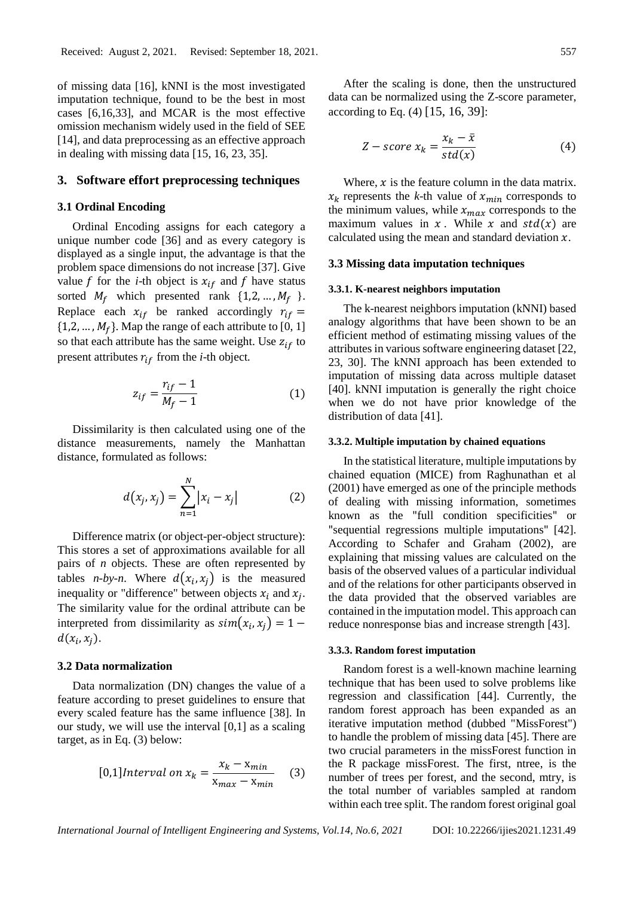of missing data [16], kNNI is the most investigated imputation technique, found to be the best in most cases [6,16,33], and MCAR is the most effective omission mechanism widely used in the field of SEE [14], and data preprocessing as an effective approach in dealing with missing data [15, 16, 23, 35].

## 3. Software effort preprocessing techniques

### 3.1 Ordinal Encoding

Ordinal Encoding assigns for each category a unique number code [36] and as every category is displayed as a single input, the advantage is that the problem space dimensions do not increase [37]. Give value $f$ for the *i*-th object is $x_{if}$ and $f$ have status sorted $M_f$ which presented rank $\{1,2,\ldots,M_f\}$. Replace each $x_{if}$ be ranked accordingly $r_{if} = \{1,2,\ldots,M_f\}$. Map the range of each attribute to [0, 1] so that each attribute has the same weight. Use $z_{if}$ to present attributes $r_{if}$ from the *i*-th object.

$$z_{if} = \frac{r_{if} - 1}{M_f - 1} \tag{1}$$

Dissimilarity is then calculated using one of the distance measurements, namely the Manhattan distance, formulated as follows:

$$d(x_j, x_j) = \sum_{n=1}^{N} |x_i - x_j| \tag{2}$$

Difference matrix (or object-per-object structure): This stores a set of approximations available for all pairs of *n* objects. These are often represented by tables *n-by-n*. Where $d(x_i, x_j)$ is the measured inequality or "difference" between objects $x_i$ and $x_j$. The similarity value for the ordinal attribute can be interpreted from dissimilarity as $sim(x_i, x_j) = 1 - d(x_i, x_j)$.

### 3.2 Data normalization

Data normalization (DN) changes the value of a feature according to preset guidelines to ensure that every scaled feature has the same influence [38]. In our study, we will use the interval [0,1] as a scaling target, as in Eq. (3) below:

$$[0,1] Interval\ on\ x_k = \frac{x_k - \mathrm{x}_{min}}{\mathrm{x}_{max} - \mathrm{x}_{min}} \tag{3}$$

After the scaling is done, then the unstructured data can be normalized using the Z-score parameter, according to Eq. (4) [15, 16, 39]:

$$Z - score\ x_k = \frac{x_k - \bar{x}}{std(x)} \tag{4}$$

Where, $x$ is the feature column in the data matrix. $x_k$ represents the *k*-th value of $x_{min}$ corresponds to the minimum values, while $x_{max}$ corresponds to the maximum values in $x$. While $x$ and $std(x)$ are calculated using the mean and standard deviation $x$.

### 3.3 Missing data imputation techniques

#### 3.3.1. K-nearest neighbors imputation

The k-nearest neighbors imputation (kNNI) based analogy algorithms that have been shown to be an efficient method of estimating missing values of the attributes in various software engineering dataset [22, 23, 30]. The kNNI approach has been extended to imputation of missing data across multiple dataset [40]. kNNI imputation is generally the right choice when we do not have prior knowledge of the distribution of data [41].

#### 3.3.2. Multiple imputation by chained equations

In the statistical literature, multiple imputations by chained equation (MICE) from Raghunathan et al (2001) have emerged as one of the principle methods of dealing with missing information, sometimes known as the "full condition specificities" or "sequential regressions multiple imputations" [42]. According to Schafer and Graham (2002), are explaining that missing values are calculated on the basis of the observed values of a particular individual and of the relations for other participants observed in the data provided that the observed variables are contained in the imputation model. This approach can reduce nonresponse bias and increase strength [43].

#### 3.3.3. Random forest imputation

Random forest is a well-known machine learning technique that has been used to solve problems like regression and classification [44]. Currently, the random forest approach has been expanded as an iterative imputation method (dubbed "MissForest") to handle the problem of missing data [45]. There are two crucial parameters in the missForest function in the R package missForest. The first, ntree, is the number of trees per forest, and the second, mtry, is the total number of variables sampled at random within each tree split. The random forest original goal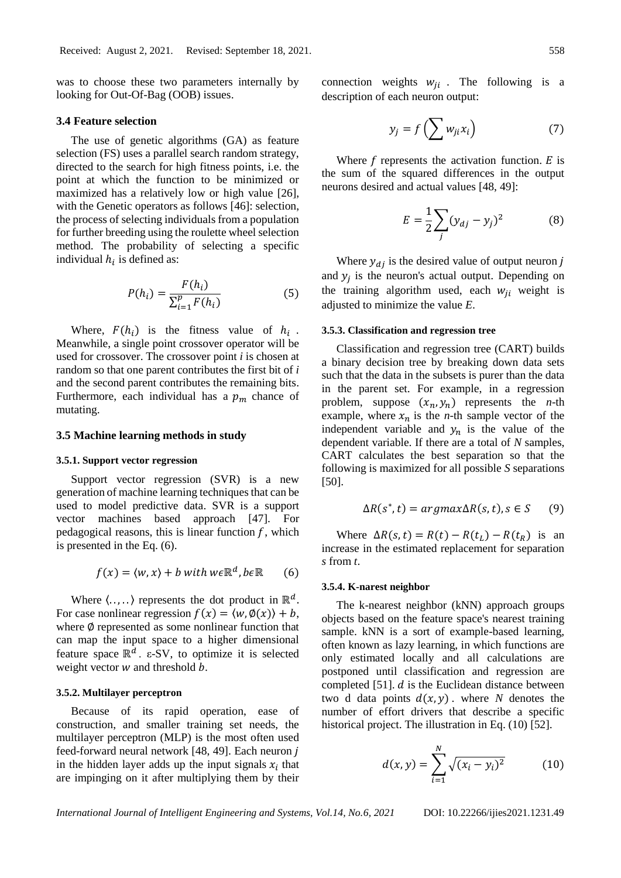was to choose these two parameters internally by looking for Out-Of-Bag (OOB) issues.

### 3.4 Feature selection

The use of genetic algorithms (GA) as feature selection (FS) uses a parallel search random strategy, directed to the search for high fitness points, i.e. the point at which the function to be minimized or maximized has a relatively low or high value [26], with the Genetic operators as follows [46]: selection, the process of selecting individuals from a population for further breeding using the roulette wheel selection method. The probability of selecting a specific individual $h_i$ is defined as:

$$P(h_i) = \frac{F(h_i)}{\sum_{i=1}^{p} F(h_i)} \tag{5}$$

Where, $F(h_i)$ is the fitness value of $h_i$. Meanwhile, a single point crossover operator will be used for crossover. The crossover point *i* is chosen at random so that one parent contributes the first bit of *i* and the second parent contributes the remaining bits. Furthermore, each individual has a $p_m$ chance of mutating.

### 3.5 Machine learning methods in study

#### 3.5.1. Support vector regression

Support vector regression (SVR) is a new generation of machine learning techniques that can be used to model predictive data. SVR is a support vector machines based approach [47]. For pedagogical reasons, this is linear function $f$, which is presented in the Eq. (6).

$$f(x) = \langle w, x \rangle + b \; with \; w \epsilon \mathbb{R}^d, b \epsilon \mathbb{R} \tag{6}$$

Where $\langle .., .. \rangle$ represents the dot product in $\mathbb{R}^d$. For case nonlinear regression $f(x) = \langle w, \emptyset(x) \rangle + b$, where $\emptyset$ represented as some nonlinear function that can map the input space to a higher dimensional feature space $\mathbb{R}^d$. ε-SV, to optimize it is selected weight vector $w$ and threshold $b$.

#### 3.5.2. Multilayer perceptron

Because of its rapid operation, ease of construction, and smaller training set needs, the multilayer perceptron (MLP) is the most often used feed-forward neural network [48, 49]. Each neuron *j* in the hidden layer adds up the input signals $x_i$ that are impinging on it after multiplying them by their connection weights $w_{ji}$. The following is a description of each neuron output:

$$y_j = f\left(\sum w_{ji} x_i\right) \tag{7}$$

Where $f$ represents the activation function. $E$ is the sum of the squared differences in the output neurons desired and actual values [48, 49]:

$$E = \frac{1}{2} \sum_j (y_{dj} - y_j)^2 \tag{8}$$

Where $y_{dj}$ is the desired value of output neuron *j* and $y_j$ is the neuron's actual output. Depending on the training algorithm used, each $w_{ji}$ weight is adjusted to minimize the value *E*.

#### 3.5.3. Classification and regression tree

Classification and regression tree (CART) builds a binary decision tree by breaking down data sets such that the data in the subsets is purer than the data in the parent set. For example, in a regression problem, suppose $(x_n, y_n)$ represents the *n*-th example, where $x_n$ is the *n*-th sample vector of the independent variable and $y_n$ is the value of the dependent variable. If there are a total of *N* samples, CART calculates the best separation so that the following is maximized for all possible *S* separations [50].

$$\Delta R(s^*, t) = argmax \Delta R(s, t), s \in S \tag{9}$$

Where $\Delta R(s, t) = R(t) - R(t_L) - R(t_R)$ is an increase in the estimated replacement for separation *s* from *t*.

#### 3.5.4. K-narest neighbor

The k-nearest neighbor (kNN) approach groups objects based on the feature space's nearest training sample. kNN is a sort of example-based learning, often known as lazy learning, in which functions are only estimated locally and all calculations are postponed until classification and regression are completed [51]. $d$ is the Euclidean distance between two d data points $d(x, y)$. where $N$ denotes the number of effort drivers that describe a specific historical project. The illustration in Eq. (10) [52].

$$d(x, y) = \sum_{i=1}^{N} \sqrt{(x_i - y_i)^2} \tag{10}$$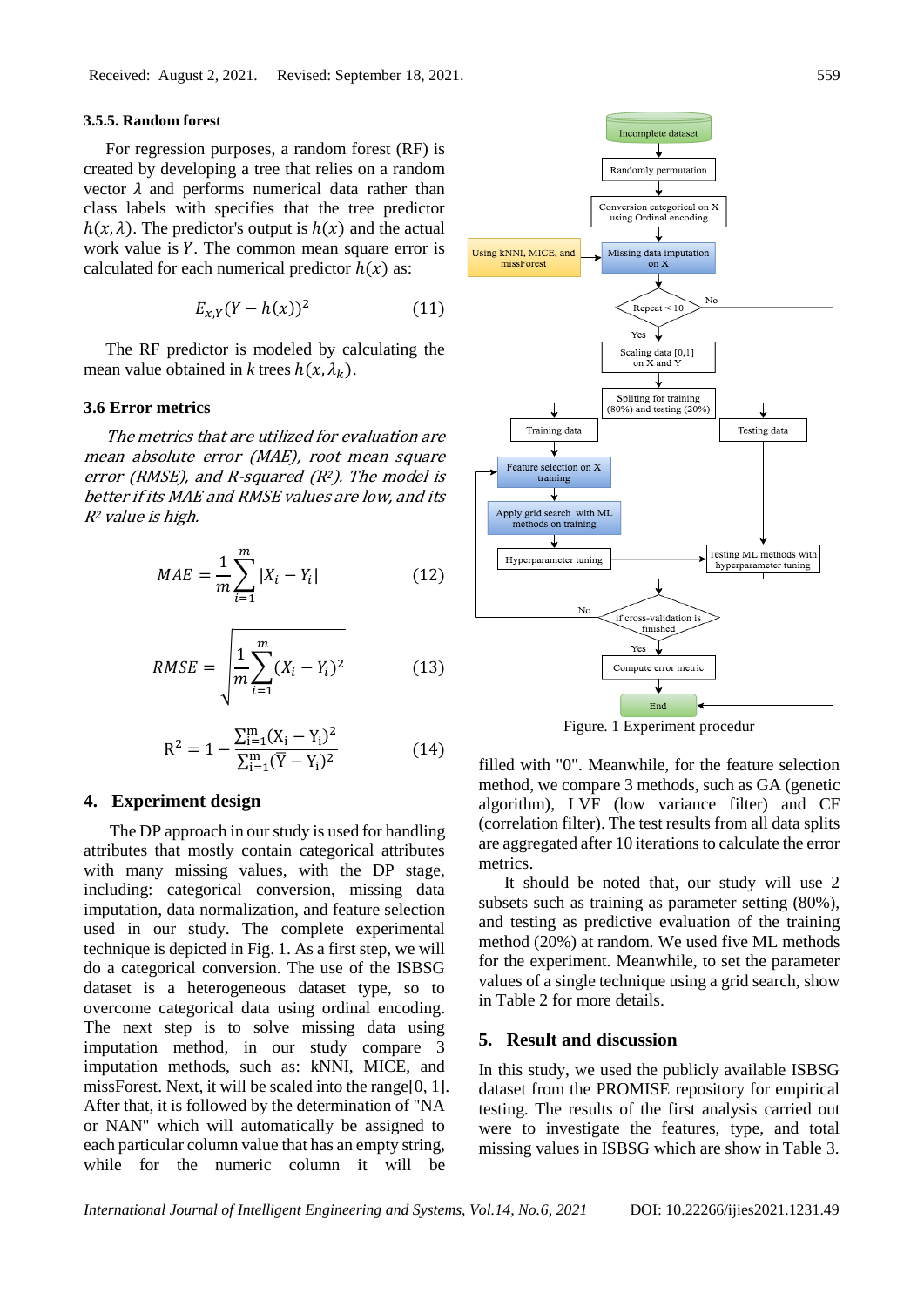### 3.5.5. Random forest

For regression purposes, a random forest (RF) is created by developing a tree that relies on a random vector $\lambda$ and performs numerical data rather than class labels with specifies that the tree predictor $h(x, \lambda)$. The predictor's output is $h(x)$ and the actual work value is $Y$. The common mean square error is calculated for each numerical predictor $h(x)$ as:

$$E_{x,Y}(Y - h(x))^2 \quad (11)$$

The RF predictor is modeled by calculating the mean value obtained in $k$ trees $h(x, \lambda_k)$.

### 3.6 Error metrics

*The metrics that are utilized for evaluation are mean absolute error (MAE), root mean square error (RMSE), and R-squared ($R^2$). The model is better if its MAE and RMSE values are low, and its $R^2$ value is high.*

$$MAE = \frac{1}{m}\sum_{i=1}^{m}|X_i - Y_i| \quad (12)$$

$$RMSE = \sqrt{\frac{1}{m}\sum_{i=1}^{m}(X_i - Y_i)^2} \quad (13)$$

$$R^2 = 1 - \frac{\sum_{i=1}^{m}(X_i - Y_i)^2}{\sum_{i=1}^{m}(\bar{Y} - Y_i)^2} \quad (14)$$

## 4. Experiment design

The DP approach in our study is used for handling attributes that mostly contain categorical attributes with many missing values, with the DP stage, including: categorical conversion, missing data imputation, data normalization, and feature selection used in our study. The complete experimental technique is depicted in Fig. 1. As a first step, we will do a categorical conversion. The use of the ISBSG dataset is a heterogeneous dataset type, so to overcome categorical data using ordinal encoding. The next step is to solve missing data using imputation method, in our study compare 3 imputation methods, such as: kNN, MICE, and missForest. Next, it will be scaled into the range[0, 1]. After that, it is followed by the determination of "NA or NAN" which will automatically be assigned to each particular column value that has an empty string, while for the numeric column it will be filled with "0". Meanwhile, for the feature selection method, we compare 3 methods, such as GA (genetic algorithm), LVF (low variance filter) and CF (correlation filter). The test results from all data splits are aggregated after 10 iterations to calculate the error metrics.

Incomplete dataset → Randomly permutation → Conversion categorical on X using Ordinal encoding → Missing data imputation on X (Using kNNI, MICE, and missForest) → Repeat < 10 (No → End; Yes →) Scaling data [0,1] on X and Y → Spliting for training (80%) and testing (20%) → Training data → Feature selection on X training → Apply grid search with ML methods on training → Hyperparameter tuning → Testing ML methods with hyperparameter tuning (← Testing data) → if cross-validation is finished (No → Feature selection on X training; Yes →) Compute error metric → End

Figure. 1 Experiment procedur

It should be noted that, our study will use 2 subsets such as training as parameter setting (80%), and testing as predictive evaluation of the training method (20%) at random. We used five ML methods for the experiment. Meanwhile, to set the parameter values of a single technique using a grid search, show in Table 2 for more details.

## 5. Result and discussion

In this study, we used the publicly available ISBSG dataset from the PROMISE repository for empirical testing. The results of the first analysis carried out were to investigate the features, type, and total missing values in ISBSG which are show in Table 3.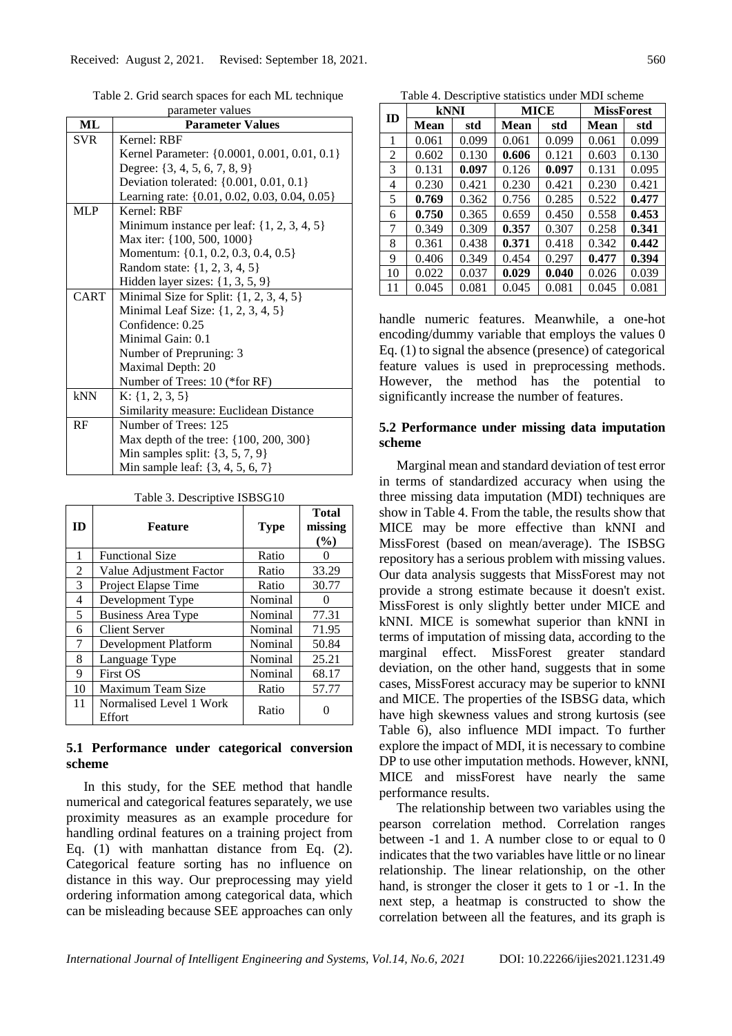Table 2. Grid search spaces for each ML technique parameter values

| ML | Parameter Values |
|---|---|
| SVR | Kernel: RBF |
| | Kernel Parameter: {0.0001, 0.001, 0.01, 0.1} |
| | Degree: {3, 4, 5, 6, 7, 8, 9} |
| | Deviation tolerated: {0.001, 0.01, 0.1} |
| | Learning rate: {0.01, 0.02, 0.03, 0.04, 0.05} |
| MLP | Kernel: RBF |
| | Minimum instance per leaf: {1, 2, 3, 4, 5} |
| | Max iter: {100, 500, 1000} |
| | Momentum: {0.1, 0.2, 0.3, 0.4, 0.5} |
| | Random state: {1, 2, 3, 4, 5} |
| | Hidden layer sizes: {1, 3, 5, 9} |
| CART | Minimal Size for Split: {1, 2, 3, 4, 5} |
| | Minimal Leaf Size: {1, 2, 3, 4, 5} |
| | Confidence: 0.25 |
| | Minimal Gain: 0.1 |
| | Number of Prepruning: 3 |
| | Maximal Depth: 20 |
| | Number of Trees: 10 (*for RF) |
| kNN | K: {1, 2, 3, 5} |
| | Similarity measure: Euclidean Distance |
| RF | Number of Trees: 125 |
| | Max depth of the tree: {100, 200, 300} |
| | Min samples split: {3, 5, 7, 9} |
| | Min sample leaf: {3, 4, 5, 6, 7} |

Table 3. Descriptive ISBSG10

| ID | Feature | Type | Total missing (%) |
|---|---|---|---|
| 1 | Functional Size | Ratio | 0 |
| 2 | Value Adjustment Factor | Ratio | 33.29 |
| 3 | Project Elapse Time | Ratio | 30.77 |
| 4 | Development Type | Nominal | 0 |
| 5 | Business Area Type | Nominal | 77.31 |
| 6 | Client Server | Nominal | 71.95 |
| 7 | Development Platform | Nominal | 50.84 |
| 8 | Language Type | Nominal | 25.21 |
| 9 | First OS | Nominal | 68.17 |
| 10 | Maximum Team Size | Ratio | 57.77 |
| 11 | Normalised Level 1 Work Effort | Ratio | 0 |

### 5.1 Performance under categorical conversion scheme

In this study, for the SEE method that handle numerical and categorical features separately, we use proximity measures as an example procedure for handling ordinal features on a training project from Eq. (1) with manhattan distance from Eq. (2). Categorical feature sorting has no influence on distance in this way. Our preprocessing may yield ordering information among categorical data, which can be misleading because SEE approaches can only handle numeric features. Meanwhile, a one-hot encoding/dummy variable that employs the values 0 Eq. (1) to signal the absence (presence) of categorical feature values is used in preprocessing methods. However, the method has the potential to significantly increase the number of features.

Table 4. Descriptive statistics under MDI scheme

| ID | kNNI | | MICE | | MissForest | |
|---|---|---|---|---|---|---|
| | Mean | std | Mean | std | Mean | std |
| 1 | 0.061 | 0.099 | 0.061 | 0.099 | 0.061 | 0.099 |
| 2 | 0.602 | 0.130 | **0.606** | 0.121 | 0.603 | 0.130 |
| 3 | 0.131 | **0.097** | 0.126 | **0.097** | 0.131 | 0.095 |
| 4 | 0.230 | 0.421 | 0.230 | 0.421 | 0.230 | 0.421 |
| 5 | **0.769** | 0.362 | 0.756 | 0.285 | 0.522 | **0.477** |
| 6 | **0.750** | 0.365 | 0.659 | 0.450 | 0.558 | **0.453** |
| 7 | 0.349 | 0.309 | **0.357** | 0.307 | 0.258 | **0.341** |
| 8 | 0.361 | 0.438 | **0.371** | 0.418 | 0.342 | **0.442** |
| 9 | 0.406 | 0.349 | 0.454 | 0.297 | **0.477** | **0.394** |
| 10 | 0.022 | 0.037 | **0.029** | **0.040** | 0.026 | 0.039 |
| 11 | 0.045 | 0.081 | 0.045 | 0.081 | 0.045 | 0.081 |

### 5.2 Performance under missing data imputation scheme

Marginal mean and standard deviation of test error in terms of standardized accuracy when using the three missing data imputation (MDI) techniques are show in Table 4. From the table, the results show that MICE may be more effective than kNNI and MissForest (based on mean/average). The ISBSG repository has a serious problem with missing values. Our data analysis suggests that MissForest may not provide a strong estimate because it doesn't exist. MissForest is only slightly better under MICE and kNNI. MICE is somewhat superior than kNNI in terms of imputation of missing data, according to the marginal effect. MissForest greater standard deviation, on the other hand, suggests that in some cases, MissForest accuracy may be superior to kNNI and MICE. The properties of the ISBSG data, which have high skewness values and strong kurtosis (see Table 6), also influence MDI impact. To further explore the impact of MDI, it is necessary to combine DP to use other imputation methods. However, kNNI, MICE and missForest have nearly the same performance results.

The relationship between two variables using the pearson correlation method. Correlation ranges between -1 and 1. A number close to or equal to 0 indicates that the two variables have little or no linear relationship. The linear relationship, on the other hand, is stronger the closer it gets to 1 or -1. In the next step, a heatmap is constructed to show the correlation between all the features, and its graph is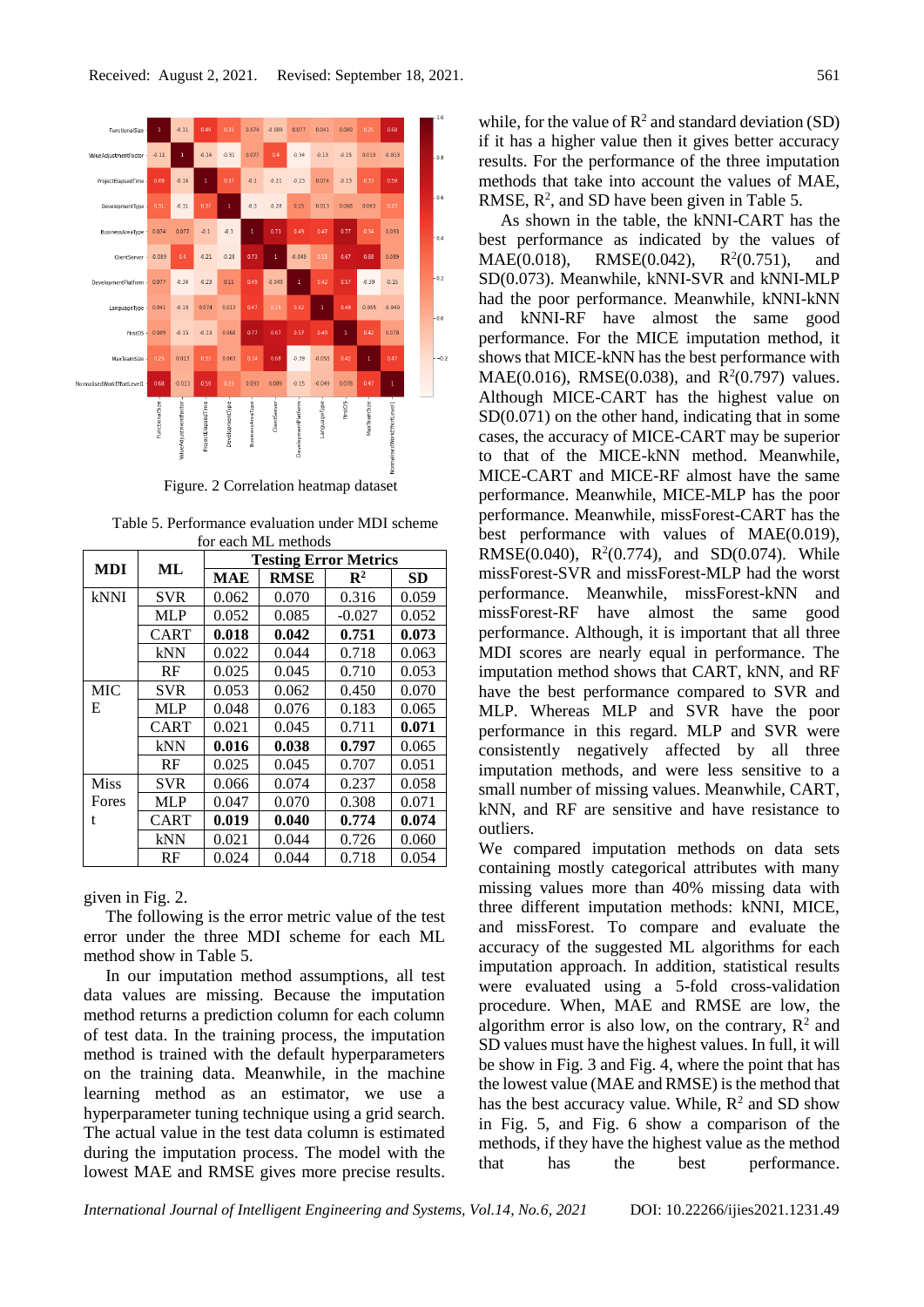Received: August 2, 2021. Revised: September 18, 2021.

Figure. 2 Correlation heatmap dataset

Table 5. Performance evaluation under MDI scheme for each ML methods

| MDI | ML | Testing Error Metrics | | | |
|---|---|---|---|---|---|
| | | MAE | RMSE | $R^2$ | SD |
| kNNI | SVR | 0.062 | 0.070 | 0.316 | 0.059 |
| | MLP | 0.052 | 0.085 | -0.027 | 0.052 |
| | CART | **0.018** | **0.042** | **0.751** | **0.073** |
| | kNN | 0.022 | 0.044 | 0.718 | 0.063 |
| | RF | 0.025 | 0.045 | 0.710 | 0.053 |
| MICE | SVR | 0.053 | 0.062 | 0.450 | 0.070 |
| | MLP | 0.048 | 0.076 | 0.183 | 0.065 |
| | CART | 0.021 | 0.045 | 0.711 | **0.071** |
| | kNN | **0.016** | **0.038** | **0.797** | 0.065 |
| | RF | 0.025 | 0.045 | 0.707 | 0.051 |
| MissForest | SVR | 0.066 | 0.074 | 0.237 | 0.058 |
| | MLP | 0.047 | 0.070 | 0.308 | 0.071 |
| | CART | **0.019** | **0.040** | **0.774** | **0.074** |
| | kNN | 0.021 | 0.044 | 0.726 | 0.060 |
| | RF | 0.024 | 0.044 | 0.718 | 0.054 |

given in Fig. 2.

The following is the error metric value of the test error under the three MDI scheme for each ML method show in Table 5.

In our imputation method assumptions, all test data values are missing. Because the imputation method returns a prediction column for each column of test data. In the training process, the imputation method is trained with the default hyperparameters on the training data. Meanwhile, in the machine learning method as an estimator, we use a hyperparameter tuning technique using a grid search. The actual value in the test data column is estimated during the imputation process. The model with the lowest MAE and RMSE gives more precise results. while, for the value of $R^2$ and standard deviation (SD) if it has a higher value then it gives better accuracy results. For the performance of the three imputation methods that take into account the values of MAE, RMSE, $R^2$, and SD have been given in Table 5.

As shown in the table, the kNNI-CART has the best performance as indicated by the values of MAE(0.018), RMSE(0.042), $R^2$(0.751), and SD(0.073). Meanwhile, kNNI-SVR and kNNI-MLP had the poor performance. Meanwhile, kNNI-kNN and kNNI-RF have almost the same good performance. For the MICE imputation method, it shows that MICE-kNN has the best performance with MAE(0.016), RMSE(0.038), and $R^2$(0.797) values. Although MICE-CART has the highest value on SD(0.071) on the other hand, indicating that in some cases, the accuracy of MICE-CART may be superior to that of the MICE-kNN method. Meanwhile, MICE-CART and MICE-RF almost have the same performance. Meanwhile, MICE-MLP has the poor performance. Meanwhile, missForest-CART has the best performance with values of MAE(0.019), RMSE(0.040), $R^2$(0.774), and SD(0.074). While missForest-SVR and missForest-MLP had the worst performance. Meanwhile, missForest-kNN and missForest-RF have almost the same good performance. Although, it is important that all three MDI scores are nearly equal in performance. The imputation method shows that CART, kNN, and RF have the best performance compared to SVR and MLP. Whereas MLP and SVR have the poor performance in this regard. MLP and SVR were consistently negatively affected by all three imputation methods, and were less sensitive to a small number of missing values. Meanwhile, CART, kNN, and RF are sensitive and have resistance to outliers.

We compared imputation methods on data sets containing mostly categorical attributes with many missing values more than 40% missing data with three different imputation methods: kNNI, MICE, and missForest. To compare and evaluate the accuracy of the suggested ML algorithms for each imputation approach. In addition, statistical results were evaluated using a 5-fold cross-validation procedure. When, MAE and RMSE are low, the algorithm error is also low, on the contrary, $R^2$ and SD values must have the highest values. In full, it will be show in Fig. 3 and Fig. 4, where the point that has the lowest value (MAE and RMSE) is the method that has the best accuracy value. While, $R^2$ and SD show in Fig. 5, and Fig. 6 show a comparison of the methods, if they have the highest value as the method that has the best performance.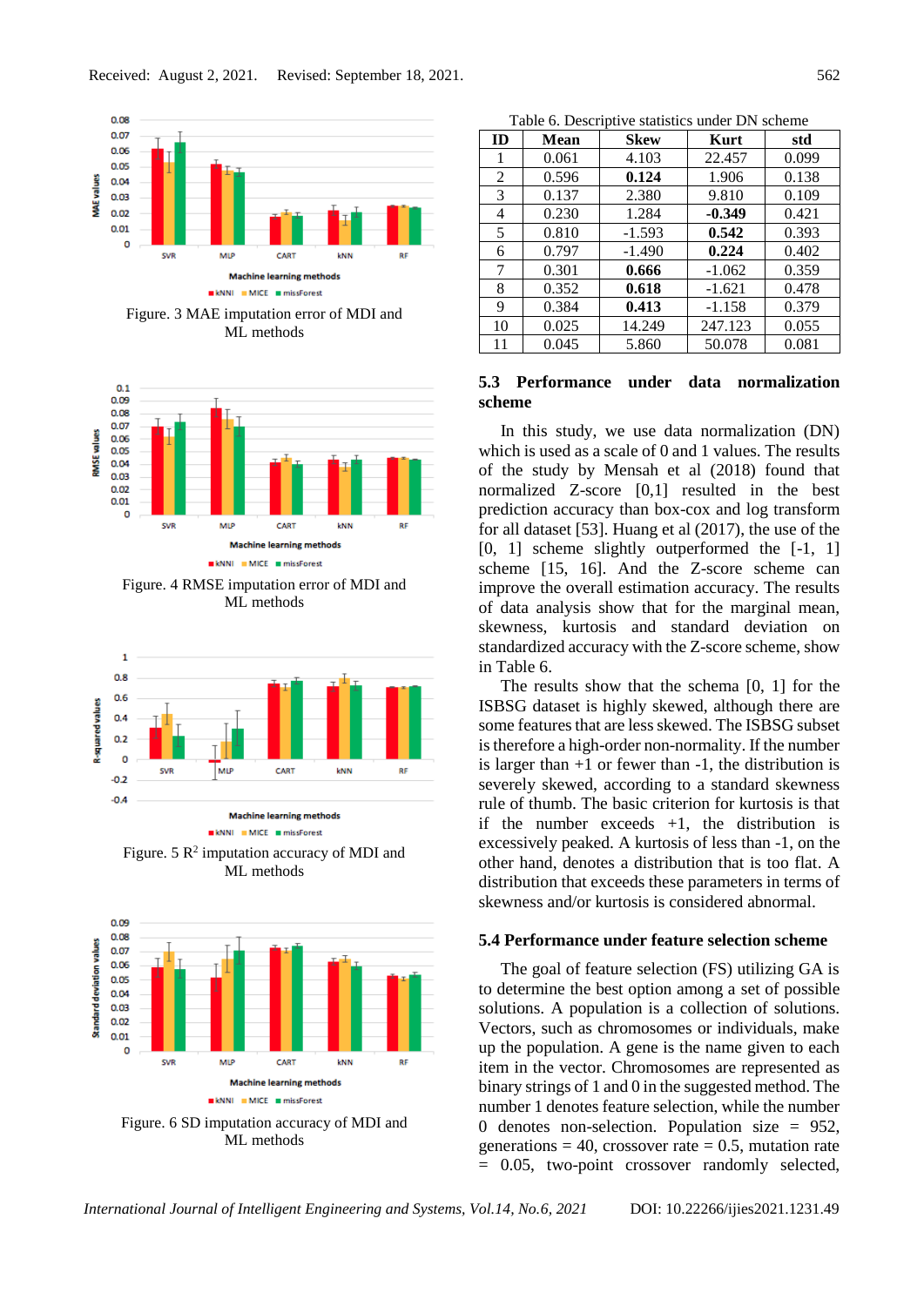Figure. 3 MAE imputation error of MDI and ML methods

Figure. 4 RMSE imputation error of MDI and ML methods

Figure. 5 $R^2$ imputation accuracy of MDI and ML methods

Figure. 6 SD imputation accuracy of MDI and ML methods

Table 6. Descriptive statistics under DN scheme

| ID | Mean | Skew | Kurt | std |
|---|---|---|---|---|
| 1 | 0.061 | 4.103 | 22.457 | 0.099 |
| 2 | 0.596 | **0.124** | 1.906 | 0.138 |
| 3 | 0.137 | 2.380 | 9.810 | 0.109 |
| 4 | 0.230 | 1.284 | **-0.349** | 0.421 |
| 5 | 0.810 | -1.593 | **0.542** | 0.393 |
| 6 | 0.797 | -1.490 | **0.224** | 0.402 |
| 7 | 0.301 | **0.666** | -1.062 | 0.359 |
| 8 | 0.352 | **0.618** | -1.621 | 0.478 |
| 9 | 0.384 | **0.413** | -1.158 | 0.379 |
| 10 | 0.025 | 14.249 | 247.123 | 0.055 |
| 11 | 0.045 | 5.860 | 50.078 | 0.081 |

### 5.3 Performance under data normalization scheme

In this study, we use data normalization (DN) which is used as a scale of 0 and 1 values. The results of the study by Mensah et al (2018) found that normalized Z-score [0,1] resulted in the best prediction accuracy than box-cox and log transform for all dataset [53]. Huang et al (2017), the use of the [0, 1] scheme slightly outperformed the [-1, 1] scheme [15, 16]. And the Z-score scheme can improve the overall estimation accuracy. The results of data analysis show that for the marginal mean, skewness, kurtosis and standard deviation on standardized accuracy with the Z-score scheme, show in Table 6.

The results show that the schema [0, 1] for the ISBSG dataset is highly skewed, although there are some features that are less skewed. The ISBSG subset is therefore a high-order non-normality. If the number is larger than +1 or fewer than -1, the distribution is severely skewed, according to a standard skewness rule of thumb. The basic criterion for kurtosis is that if the number exceeds +1, the distribution is excessively peaked. A kurtosis of less than -1, on the other hand, denotes a distribution that is too flat. A distribution that exceeds these parameters in terms of skewness and/or kurtosis is considered abnormal.

### 5.4 Performance under feature selection scheme

The goal of feature selection (FS) utilizing GA is to determine the best option among a set of possible solutions. A population is a collection of solutions. Vectors, such as chromosomes or individuals, make up the population. A gene is the name given to each item in the vector. Chromosomes are represented as binary strings of 1 and 0 in the suggested method. The number 1 denotes feature selection, while the number 0 denotes non-selection. Population size = 952, generations = 40, crossover rate = 0.5, mutation rate = 0.05, two-point crossover randomly selected,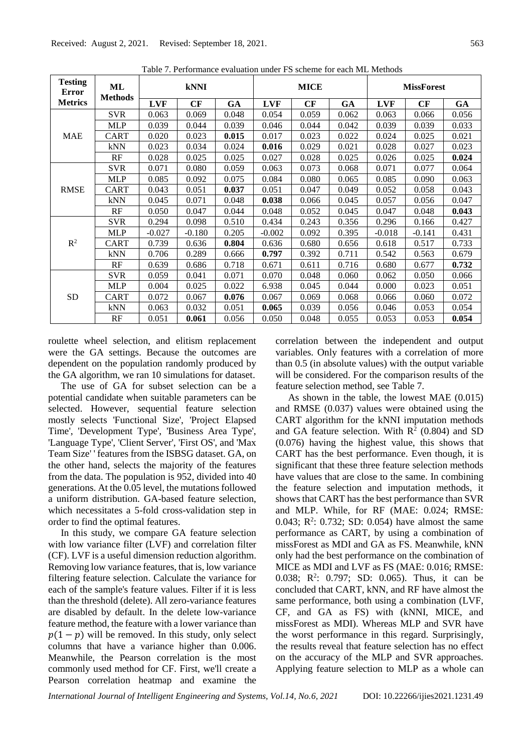Table 7. Performance evaluation under FS scheme for each ML Methods

| Testing Error Metrics | ML Methods | kNNI | | | MICE | | | MissForest | | |
|---|---|---|---|---|---|---|---|---|---|---|
| | | LVF | CF | GA | LVF | CF | GA | LVF | CF | GA |
| MAE | SVR | 0.063 | 0.069 | 0.048 | 0.054 | 0.059 | 0.062 | 0.063 | 0.066 | 0.056 |
| | MLP | 0.039 | 0.044 | 0.039 | 0.046 | 0.044 | 0.042 | 0.039 | 0.039 | 0.033 |
| | CART | 0.020 | 0.023 | **0.015** | 0.017 | 0.023 | 0.022 | 0.024 | 0.025 | 0.021 |
| | kNN | 0.023 | 0.034 | 0.024 | **0.016** | 0.029 | 0.021 | 0.028 | 0.027 | 0.023 |
| | RF | 0.028 | 0.025 | 0.025 | 0.027 | 0.028 | 0.025 | 0.026 | 0.025 | **0.024** |
| RMSE | SVR | 0.071 | 0.080 | 0.059 | 0.063 | 0.073 | 0.068 | 0.071 | 0.077 | 0.064 |
| | MLP | 0.085 | 0.092 | 0.075 | 0.084 | 0.080 | 0.065 | 0.085 | 0.090 | 0.063 |
| | CART | 0.043 | 0.051 | **0.037** | 0.051 | 0.047 | 0.049 | 0.052 | 0.058 | 0.043 |
| | kNN | 0.045 | 0.071 | 0.048 | **0.038** | 0.066 | 0.045 | 0.057 | 0.056 | 0.047 |
| | RF | 0.050 | 0.047 | 0.044 | 0.048 | 0.052 | 0.045 | 0.047 | 0.048 | **0.043** |
| $R^2$ | SVR | 0.294 | 0.098 | 0.510 | 0.434 | 0.243 | 0.356 | 0.296 | 0.166 | 0.427 |
| | MLP | -0.027 | -0.180 | 0.205 | -0.002 | 0.092 | 0.395 | -0.018 | -0.141 | 0.431 |
| | CART | 0.739 | 0.636 | **0.804** | 0.636 | 0.680 | 0.656 | 0.618 | 0.517 | 0.733 |
| | kNN | 0.706 | 0.289 | 0.666 | **0.797** | 0.392 | 0.711 | 0.542 | 0.563 | 0.679 |
| | RF | 0.639 | 0.686 | 0.718 | 0.671 | 0.611 | 0.716 | 0.680 | 0.677 | **0.732** |
| SD | SVR | 0.059 | 0.041 | 0.071 | 0.070 | 0.048 | 0.060 | 0.062 | 0.050 | 0.066 |
| | MLP | 0.004 | 0.025 | 0.022 | 6.938 | 0.045 | 0.044 | 0.000 | 0.023 | 0.051 |
| | CART | 0.072 | 0.067 | **0.076** | 0.067 | 0.069 | 0.068 | 0.066 | 0.060 | 0.072 |
| | kNN | 0.063 | 0.032 | 0.051 | **0.065** | 0.039 | 0.056 | 0.046 | 0.053 | 0.054 |
| | RF | 0.051 | **0.061** | 0.056 | 0.050 | 0.048 | 0.055 | 0.053 | 0.053 | **0.054** |

roulette wheel selection, and elitism replacement were the GA settings. Because the outcomes are dependent on the population randomly produced by the GA algorithm, we ran 10 simulations for dataset.

The use of GA for subset selection can be a potential candidate when suitable parameters can be selected. However, sequential feature selection mostly selects 'Functional Size', 'Project Elapsed Time', 'Development Type', 'Business Area Type', 'Language Type', 'Client Server', 'First OS', and 'Max Team Size' ' features from the ISBSG dataset. GA, on the other hand, selects the majority of the features from the data. The population is 952, divided into 40 generations. At the 0.05 level, the mutations followed a uniform distribution. GA-based feature selection, which necessitates a 5-fold cross-validation step in order to find the optimal features.

In this study, we compare GA feature selection with low variance filter (LVF) and correlation filter (CF). LVF is a useful dimension reduction algorithm. Removing low variance features, that is, low variance filtering feature selection. Calculate the variance for each of the sample's feature values. Filter if it is less than the threshold (delete). All zero-variance features are disabled by default. In the delete low-variance feature method, the feature with a lower variance than $p(1-p)$ will be removed. In this study, only select columns that have a variance higher than 0.006. Meanwhile, the Pearson correlation is the most commonly used method for CF. First, we'll create a Pearson correlation heatmap and examine the correlation between the independent and output variables. Only features with a correlation of more than 0.5 (in absolute values) with the output variable will be considered. For the comparison results of the feature selection method, see Table 7.

As shown in the table, the lowest MAE (0.015) and RMSE (0.037) values were obtained using the CART algorithm for the kNNI imputation methods and GA feature selection. With $R^2$ (0.804) and SD (0.076) having the highest value, this shows that CART has the best performance. Even though, it is significant that these three feature selection methods have values that are close to the same. In combining the feature selection and imputation methods, it shows that CART has the best performance than SVR and MLP. While, for RF (MAE: 0.024; RMSE: 0.043; $R^2$: 0.732; SD: 0.054) have almost the same performance as CART, by using a combination of missForest as MDI and GA as FS. Meanwhile, kNN only had the best performance on the combination of MICE as MDI and LVF as FS (MAE: 0.016; RMSE: 0.038; $R^2$: 0.797; SD: 0.065). Thus, it can be concluded that CART, kNN, and RF have almost the same performance, both using a combination (LVF, CF, and GA as FS) with (kNNI, MICE, and missForest as MDI). Whereas MLP and SVR have the worst performance in this regard. Surprisingly, the results reveal that feature selection has no effect on the accuracy of the MLP and SVR approaches. Applying feature selection to MLP as a whole can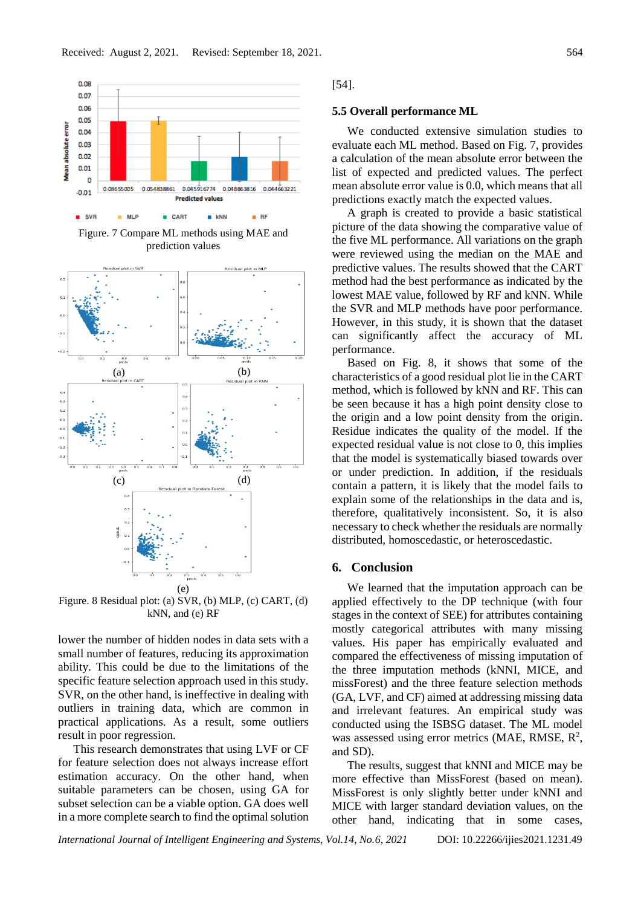Figure. 7 Compare ML methods using MAE and prediction values

Figure. 8 Residual plot: (a) SVR, (b) MLP, (c) CART, (d) kNN, and (e) RF

lower the number of hidden nodes in data sets with a small number of features, reducing its approximation ability. This could be due to the limitations of the specific feature selection approach used in this study. SVR, on the other hand, is ineffective in dealing with outliers in training data, which are common in practical applications. As a result, some outliers result in poor regression.

This research demonstrates that using LVF or CF for feature selection does not always increase effort estimation accuracy. On the other hand, when suitable parameters can be chosen, using GA for subset selection can be a viable option. GA does well in a more complete search to find the optimal solution [54].

### 5.5 Overall performance ML

We conducted extensive simulation studies to evaluate each ML method. Based on Fig. 7, provides a calculation of the mean absolute error between the list of expected and predicted values. The perfect mean absolute error value is 0.0, which means that all predictions exactly match the expected values.

A graph is created to provide a basic statistical picture of the data showing the comparative value of the five ML performance. All variations on the graph were reviewed using the median on the MAE and predictive values. The results showed that the CART method had the best performance as indicated by the lowest MAE value, followed by RF and kNN. While the SVR and MLP methods have poor performance. However, in this study, it is shown that the dataset can significantly affect the accuracy of ML performance.

Based on Fig. 8, it shows that some of the characteristics of a good residual plot lie in the CART method, which is followed by kNN and RF. This can be seen because it has a high point density close to the origin and a low point density from the origin. Residue indicates the quality of the model. If the expected residual value is not close to 0, this implies that the model is systematically biased towards over or under prediction. In addition, if the residuals contain a pattern, it is likely that the model fails to explain some of the relationships in the data and is, therefore, qualitatively inconsistent. So, it is also necessary to check whether the residuals are normally distributed, homoscedastic, or heteroscedastic.

## 6. Conclusion

We learned that the imputation approach can be applied effectively to the DP technique (with four stages in the context of SEE) for attributes containing mostly categorical attributes with many missing values. His paper has empirically evaluated and compared the effectiveness of missing imputation of the three imputation methods (kNNI, MICE, and missForest) and the three feature selection methods (GA, LVF, and CF) aimed at addressing missing data and irrelevant features. An empirical study was conducted using the ISBSG dataset. The ML model was assessed using error metrics (MAE, RMSE, $R^2$, and SD).

The results, suggest that kNNI and MICE may be more effective than MissForest (based on mean). MissForest is only slightly better under kNNI and MICE with larger standard deviation values, on the other hand, indicating that in some cases,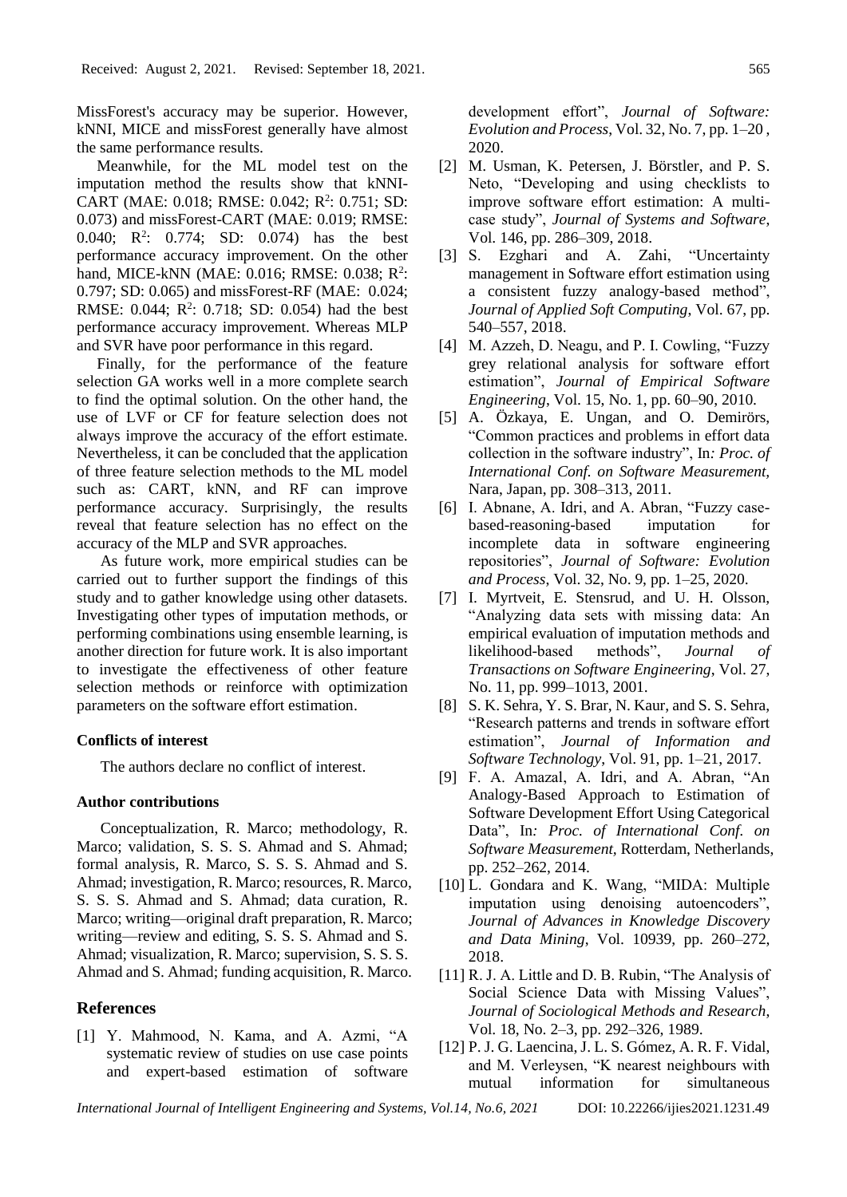MissForest's accuracy may be superior. However, kNNI, MICE and missForest generally have almost the same performance results.

Meanwhile, for the ML model test on the imputation method the results show that kNNI-CART (MAE: 0.018; RMSE: 0.042; $R^2$: 0.751; SD: 0.073) and missForest-CART (MAE: 0.019; RMSE: 0.040; $R^2$: 0.774; SD: 0.074) has the best performance accuracy improvement. On the other hand, MICE-kNN (MAE: 0.016; RMSE: 0.038; $R^2$: 0.797; SD: 0.065) and missForest-RF (MAE: 0.024; RMSE: 0.044; $R^2$: 0.718; SD: 0.054) had the best performance accuracy improvement. Whereas MLP and SVR have poor performance in this regard.

Finally, for the performance of the feature selection GA works well in a more complete search to find the optimal solution. On the other hand, the use of LVF or CF for feature selection does not always improve the accuracy of the effort estimate. Nevertheless, it can be concluded that the application of three feature selection methods to the ML model such as: CART, kNN, and RF can improve performance accuracy. Surprisingly, the results reveal that feature selection has no effect on the accuracy of the MLP and SVR approaches.

As future work, more empirical studies can be carried out to further support the findings of this study and to gather knowledge using other datasets. Investigating other types of imputation methods, or performing combinations using ensemble learning, is another direction for future work. It is also important to investigate the effectiveness of other feature selection methods or reinforce with optimization parameters on the software effort estimation.

### Conflicts of interest

The authors declare no conflict of interest.

### Author contributions

Conceptualization, R. Marco; methodology, R. Marco; validation, S. S. S. Ahmad and S. Ahmad; formal analysis, R. Marco, S. S. S. Ahmad and S. Ahmad; investigation, R. Marco; resources, R. Marco, S. S. S. Ahmad and S. Ahmad; data curation, R. Marco; writing—original draft preparation, R. Marco; writing—review and editing, S. S. S. Ahmad and S. Ahmad; visualization, R. Marco; supervision, S. S. S. Ahmad and S. Ahmad; funding acquisition, R. Marco.

## References

[1] Y. Mahmood, N. Kama, and A. Azmi, "A systematic review of studies on use case points and expert-based estimation of software development effort", *Journal of Software: Evolution and Process*, Vol. 32, No. 7, pp. 1–20 , 2020.

[2] M. Usman, K. Petersen, J. Börstler, and P. S. Neto, "Developing and using checklists to improve software effort estimation: A multi-case study", *Journal of Systems and Software*, Vol. 146, pp. 286–309, 2018.

[3] S. Ezghari and A. Zahi, "Uncertainty management in Software effort estimation using a consistent fuzzy analogy-based method", *Journal of Applied Soft Computing*, Vol. 67, pp. 540–557, 2018.

[4] M. Azzeh, D. Neagu, and P. I. Cowling, "Fuzzy grey relational analysis for software effort estimation", *Journal of Empirical Software Engineering*, Vol. 15, No. 1, pp. 60–90, 2010.

[5] A. Özkaya, E. Ungan, and O. Demirörs, "Common practices and problems in effort data collection in the software industry", In*: Proc. of International Conf. on Software Measurement*, Nara, Japan, pp. 308–313, 2011.

[6] I. Abnane, A. Idri, and A. Abran, "Fuzzy case-based-reasoning-based imputation for incomplete data in software engineering repositories", *Journal of Software: Evolution and Process*, Vol. 32, No. 9, pp. 1–25, 2020.

[7] I. Myrtveit, E. Stensrud, and U. H. Olsson, "Analyzing data sets with missing data: An empirical evaluation of imputation methods and likelihood-based methods", *Journal of Transactions on Software Engineering*, Vol. 27, No. 11, pp. 999–1013, 2001.

[8] S. K. Sehra, Y. S. Brar, N. Kaur, and S. S. Sehra, "Research patterns and trends in software effort estimation", *Journal of Information and Software Technology*, Vol. 91, pp. 1–21, 2017.

[9] F. A. Amazal, A. Idri, and A. Abran, "An Analogy-Based Approach to Estimation of Software Development Effort Using Categorical Data", In*: Proc. of International Conf. on Software Measurement*, Rotterdam, Netherlands, pp. 252–262, 2014.

[10] L. Gondara and K. Wang, "MIDA: Multiple imputation using denoising autoencoders", *Journal of Advances in Knowledge Discovery and Data Mining*, Vol. 10939, pp. 260–272, 2018.

[11] R. J. A. Little and D. B. Rubin, "The Analysis of Social Science Data with Missing Values", *Journal of Sociological Methods and Research*, Vol. 18, No. 2–3, pp. 292–326, 1989.

[12] P. J. G. Laencina, J. L. S. Gómez, A. R. F. Vidal, and M. Verleysen, "K nearest neighbours with mutual information for simultaneous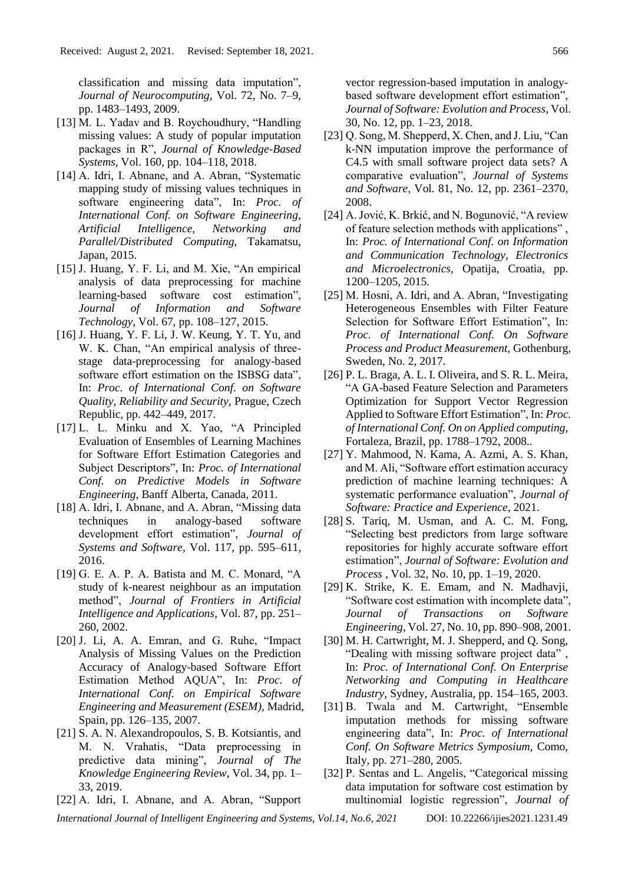classification and missing data imputation", *Journal of Neurocomputing*, Vol. 72, No. 7–9, pp. 1483–1493, 2009.

[13] M. L. Yadav and B. Roychoudhury, "Handling missing values: A study of popular imputation packages in R", *Journal of Knowledge-Based Systems*, Vol. 160, pp. 104–118, 2018.

[14] A. Idri, I. Abnane, and A. Abran, "Systematic mapping study of missing values techniques in software engineering data", In: *Proc. of International Conf. on Software Engineering, Artificial Intelligence, Networking and Parallel/Distributed Computing,* Takamatsu, Japan, 2015.

[15] J. Huang, Y. F. Li, and M. Xie, "An empirical analysis of data preprocessing for machine learning-based software cost estimation", *Journal of Information and Software Technology*, Vol. 67, pp. 108–127, 2015.

[16] J. Huang, Y. F. Li, J. W. Keung, Y. T. Yu, and W. K. Chan, "An empirical analysis of three-stage data-preprocessing for analogy-based software effort estimation on the ISBSG data", In: *Proc. of International Conf. on Software Quality, Reliability and Security,* Prague, Czech Republic, pp. 442–449, 2017.

[17] L. L. Minku and X. Yao, "A Principled Evaluation of Ensembles of Learning Machines for Software Effort Estimation Categories and Subject Descriptors", In: *Proc. of International Conf. on Predictive Models in Software Engineering,* Banff Alberta, Canada, 2011.

[18] A. Idri, I. Abnane, and A. Abran, "Missing data techniques in analogy-based software development effort estimation", *Journal of Systems and Software*, Vol. 117, pp. 595–611, 2016.

[19] G. E. A. P. A. Batista and M. C. Monard, "A study of k-nearest neighbour as an imputation method", *Journal of Frontiers in Artificial Intelligence and Applications*, Vol. 87, pp. 251–260, 2002.

[20] J. Li, A. A. Emran, and G. Ruhe, "Impact Analysis of Missing Values on the Prediction Accuracy of Analogy-based Software Effort Estimation Method AQUA", In: *Proc. of International Conf. on Empirical Software Engineering and Measurement (ESEM)*, Madrid, Spain, pp. 126–135, 2007.

[21] S. A. N. Alexandropoulos, S. B. Kotsiantis, and M. N. Vrahatis, "Data preprocessing in predictive data mining", *Journal of The Knowledge Engineering Review*, Vol. 34, pp. 1–33, 2019.

[22] A. Idri, I. Abnane, and A. Abran, "Support vector regression-based imputation in analogy-based software development effort estimation", *Journal of Software: Evolution and Process*, Vol. 30, No. 12, pp. 1–23, 2018.

[23] Q. Song, M. Shepperd, X. Chen, and J. Liu, "Can k-NN imputation improve the performance of C4.5 with small software project data sets? A comparative evaluation", *Journal of Systems and Software*, Vol. 81, No. 12, pp. 2361–2370, 2008.

[24] A. Jović, K. Brkić, and N. Bogunović, "A review of feature selection methods with applications" , In: *Proc. of International Conf. on Information and Communication Technology, Electronics and Microelectronics*, Opatija, Croatia, pp. 1200–1205, 2015.

[25] M. Hosni, A. Idri, and A. Abran, "Investigating Heterogeneous Ensembles with Filter Feature Selection for Software Effort Estimation", In: *Proc. of International Conf. On Software Process and Product Measurement,* Gothenburg, Sweden, No. 2, 2017.

[26] P. L. Braga, A. L. I. Oliveira, and S. R. L. Meira, "A GA-based Feature Selection and Parameters Optimization for Support Vector Regression Applied to Software Effort Estimation", In: *Proc. of International Conf. On on Applied computing,* Fortaleza, Brazil, pp. 1788–1792, 2008..

[27] Y. Mahmood, N. Kama, A. Azmi, A. S. Khan, and M. Ali, "Software effort estimation accuracy prediction of machine learning techniques: A systematic performance evaluation", *Journal of Software: Practice and Experience*, 2021.

[28] S. Tariq, M. Usman, and A. C. M. Fong, "Selecting best predictors from large software repositories for highly accurate software effort estimation", *Journal of Software: Evolution and Process* , Vol. 32, No. 10, pp. 1–19, 2020.

[29] K. Strike, K. E. Emam, and N. Madhavji, "Software cost estimation with incomplete data", *Journal of Transactions on Software Engineering*, Vol. 27, No. 10, pp. 890–908, 2001.

[30] M. H. Cartwright, M. J. Shepperd, and Q. Song, "Dealing with missing software project data" , In: *Proc. of International Conf. On Enterprise Networking and Computing in Healthcare Industry,* Sydney, Australia, pp. 154–165, 2003.

[31] B. Twala and M. Cartwright, "Ensemble imputation methods for missing software engineering data", In: *Proc. of International Conf. On Software Metrics Symposium*, Como, Italy, pp. 271–280, 2005.

[32] P. Sentas and L. Angelis, "Categorical missing data imputation for software cost estimation by multinomial logistic regression", *Journal of*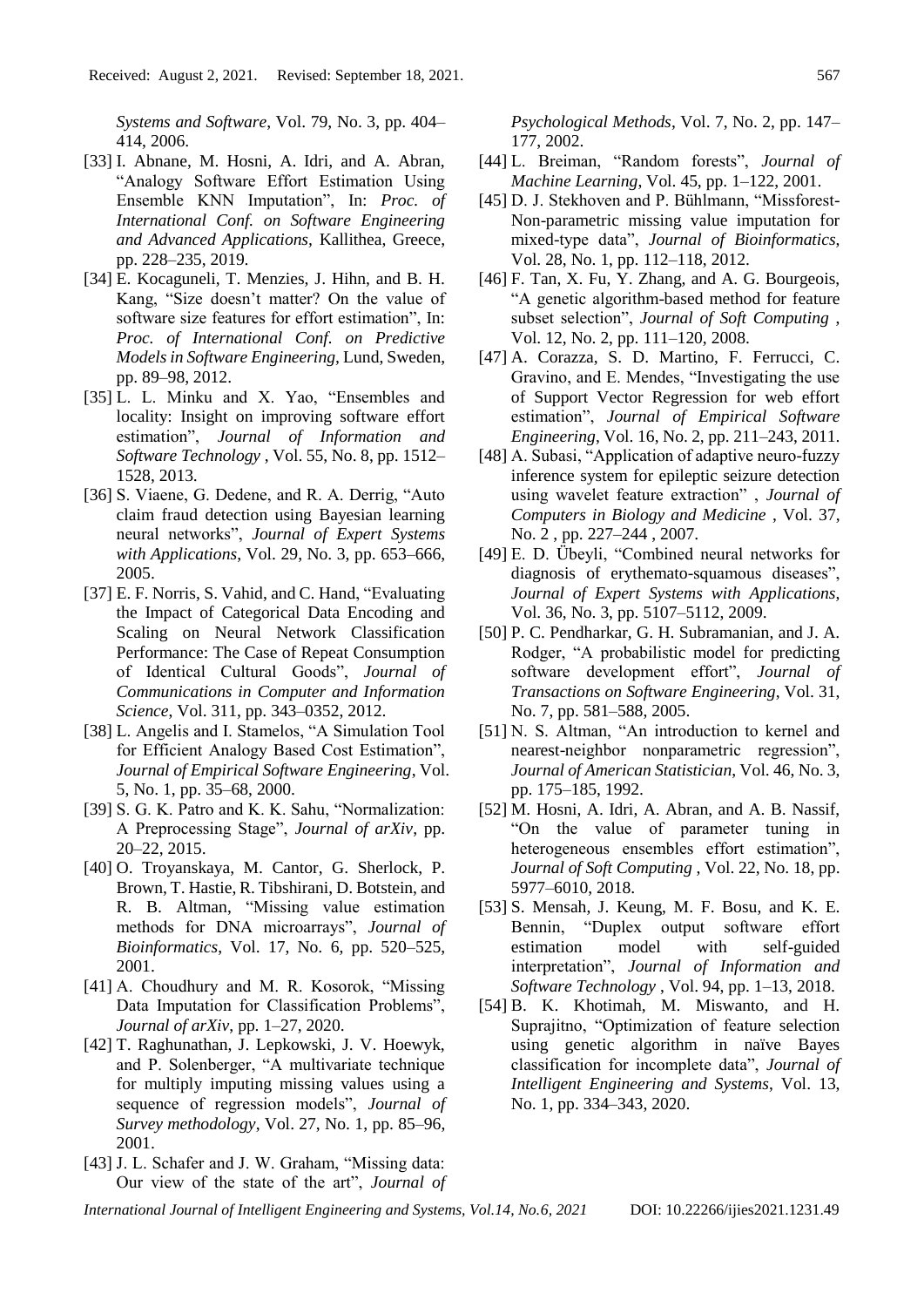*Systems and Software*, Vol. 79, No. 3, pp. 404–414, 2006.

[33] I. Abnane, M. Hosni, A. Idri, and A. Abran, "Analogy Software Effort Estimation Using Ensemble KNN Imputation", In: *Proc. of International Conf. on Software Engineering and Advanced Applications,* Kallithea, Greece, pp. 228–235, 2019.

[34] E. Kocaguneli, T. Menzies, J. Hihn, and B. H. Kang, "Size doesn't matter? On the value of software size features for effort estimation", In: *Proc. of International Conf. on Predictive Models in Software Engineering,* Lund, Sweden, pp. 89–98, 2012.

[35] L. L. Minku and X. Yao, "Ensembles and locality: Insight on improving software effort estimation", *Journal of Information and Software Technology* , Vol. 55, No. 8, pp. 1512–1528, 2013.

[36] S. Viaene, G. Dedene, and R. A. Derrig, "Auto claim fraud detection using Bayesian learning neural networks", *Journal of Expert Systems with Applications*, Vol. 29, No. 3, pp. 653–666, 2005.

[37] E. F. Norris, S. Vahid, and C. Hand, "Evaluating the Impact of Categorical Data Encoding and Scaling on Neural Network Classification Performance: The Case of Repeat Consumption of Identical Cultural Goods", *Journal of Communications in Computer and Information Science*, Vol. 311, pp. 343–0352, 2012.

[38] L. Angelis and I. Stamelos, "A Simulation Tool for Efficient Analogy Based Cost Estimation", *Journal of Empirical Software Engineering*, Vol. 5, No. 1, pp. 35–68, 2000.

[39] S. G. K. Patro and K. K. Sahu, "Normalization: A Preprocessing Stage", *Journal of arXiv*, pp. 20–22, 2015.

[40] O. Troyanskaya, M. Cantor, G. Sherlock, P. Brown, T. Hastie, R. Tibshirani, D. Botstein, and R. B. Altman, "Missing value estimation methods for DNA microarrays", *Journal of Bioinformatics*, Vol. 17, No. 6, pp. 520–525, 2001.

[41] A. Choudhury and M. R. Kosorok, "Missing Data Imputation for Classification Problems", *Journal of arXiv*, pp. 1–27, 2020.

[42] T. Raghunathan, J. Lepkowski, J. V. Hoewyk, and P. Solenberger, "A multivariate technique for multiply imputing missing values using a sequence of regression models", *Journal of Survey methodology*, Vol. 27, No. 1, pp. 85–96, 2001.

[43] J. L. Schafer and J. W. Graham, "Missing data: Our view of the state of the art", *Journal of Psychological Methods*, Vol. 7, No. 2, pp. 147–177, 2002.

[44] L. Breiman, "Random forests", *Journal of Machine Learning*, Vol. 45, pp. 1–122, 2001.

[45] D. J. Stekhoven and P. Bühlmann, "Missforest-Non-parametric missing value imputation for mixed-type data", *Journal of Bioinformatics*, Vol. 28, No. 1, pp. 112–118, 2012.

[46] F. Tan, X. Fu, Y. Zhang, and A. G. Bourgeois, "A genetic algorithm-based method for feature subset selection", *Journal of Soft Computing* , Vol. 12, No. 2, pp. 111–120, 2008.

[47] A. Corazza, S. D. Martino, F. Ferrucci, C. Gravino, and E. Mendes, "Investigating the use of Support Vector Regression for web effort estimation", *Journal of Empirical Software Engineering*, Vol. 16, No. 2, pp. 211–243, 2011.

[48] A. Subasi, "Application of adaptive neuro-fuzzy inference system for epileptic seizure detection using wavelet feature extraction" , *Journal of Computers in Biology and Medicine* , Vol. 37, No. 2 , pp. 227–244 , 2007.

[49] E. D. Übeyli, "Combined neural networks for diagnosis of erythemato-squamous diseases", *Journal of Expert Systems with Applications*, Vol. 36, No. 3, pp. 5107–5112, 2009.

[50] P. C. Pendharkar, G. H. Subramanian, and J. A. Rodger, "A probabilistic model for predicting software development effort", *Journal of Transactions on Software Engineering*, Vol. 31, No. 7, pp. 581–588, 2005.

[51] N. S. Altman, "An introduction to kernel and nearest-neighbor nonparametric regression", *Journal of American Statistician*, Vol. 46, No. 3, pp. 175–185, 1992.

[52] M. Hosni, A. Idri, A. Abran, and A. B. Nassif, "On the value of parameter tuning in heterogeneous ensembles effort estimation", *Journal of Soft Computing* , Vol. 22, No. 18, pp. 5977–6010, 2018.

[53] S. Mensah, J. Keung, M. F. Bosu, and K. E. Bennin, "Duplex output software effort estimation model with self-guided interpretation", *Journal of Information and Software Technology* , Vol. 94, pp. 1–13, 2018.

[54] B. K. Khotimah, M. Miswanto, and H. Suprajitno, "Optimization of feature selection using genetic algorithm in naïve Bayes classification for incomplete data", *Journal of Intelligent Engineering and Systems*, Vol. 13, No. 1, pp. 334–343, 2020.